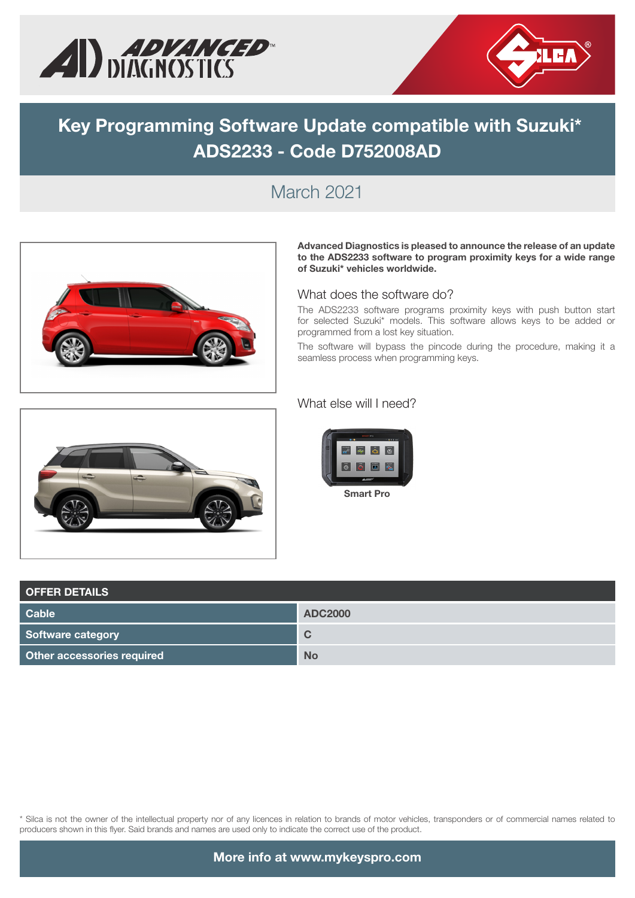# Key Programming Software Update compatible with Suzuki* ADS2233 - Code D752008AD

## March 2021

**Advanced Diagnostics is pleased to announce the release of an update to the ADS2233 software to program proximity keys for a wide range of Suzuki* vehicles worldwide.**

### What does the software do?

The ADS2233 software programs proximity keys with push button start for selected Suzuki* models. This software allows keys to be added or programmed from a lost key situation.

The software will bypass the pincode during the procedure, making it a seamless process when programming keys.

### What else will I need?

**Smart Pro**

| OFFER DETAILS | |
|---|---|
| Cable | ADC2000 |
| Software category | C |
| Other accessories required | No |

* Silca is not the owner of the intellectual property nor of any licences in relation to brands of motor vehicles, transponders or of commercial names related to producers shown in this flyer. Said brands and names are used only to indicate the correct use of the product.

**More info at www.mykeyspro.com**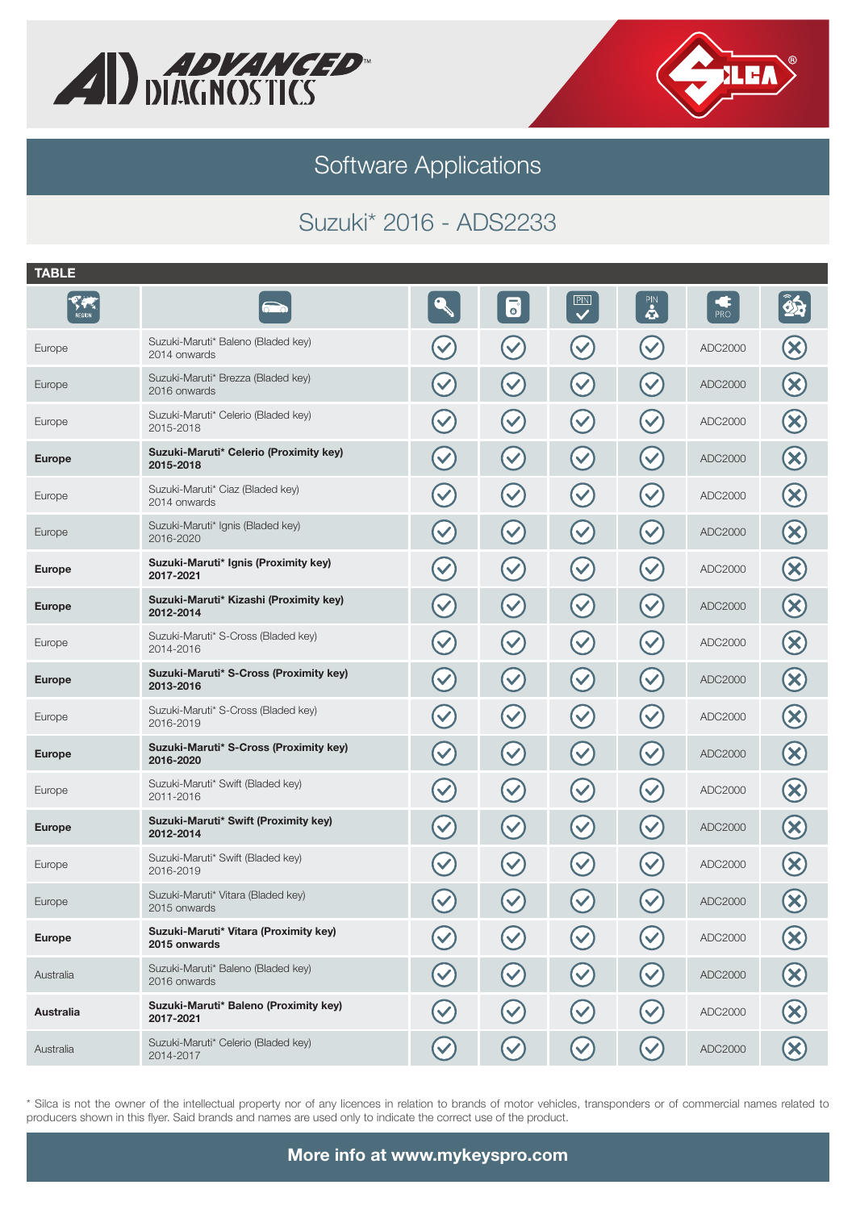# Software Applications

## Suzuki* 2016 - ADS2233

**TABLE**

| REGION | Vehicle | Key | Remote | PIN | PIN | PRO | |
|---|---|---|---|---|---|---|---|
| Europe | Suzuki-Maruti* Baleno (Bladed key) 2014 onwards | ✓ | ✓ | ✓ | ✓ | ADC2000 | ✗ |
| Europe | Suzuki-Maruti* Brezza (Bladed key) 2016 onwards | ✓ | ✓ | ✓ | ✓ | ADC2000 | ✗ |
| Europe | Suzuki-Maruti* Celerio (Bladed key) 2015-2018 | ✓ | ✓ | ✓ | ✓ | ADC2000 | ✗ |
| **Europe** | **Suzuki-Maruti* Celerio (Proximity key) 2015-2018** | ✓ | ✓ | ✓ | ✓ | ADC2000 | ✗ |
| Europe | Suzuki-Maruti* Ciaz (Bladed key) 2014 onwards | ✓ | ✓ | ✓ | ✓ | ADC2000 | ✗ |
| Europe | Suzuki-Maruti* Ignis (Bladed key) 2016-2020 | ✓ | ✓ | ✓ | ✓ | ADC2000 | ✗ |
| **Europe** | **Suzuki-Maruti* Ignis (Proximity key) 2017-2021** | ✓ | ✓ | ✓ | ✓ | ADC2000 | ✗ |
| **Europe** | **Suzuki-Maruti* Kizashi (Proximity key) 2012-2014** | ✓ | ✓ | ✓ | ✓ | ADC2000 | ✗ |
| Europe | Suzuki-Maruti* S-Cross (Bladed key) 2014-2016 | ✓ | ✓ | ✓ | ✓ | ADC2000 | ✗ |
| **Europe** | **Suzuki-Maruti* S-Cross (Proximity key) 2013-2016** | ✓ | ✓ | ✓ | ✓ | ADC2000 | ✗ |
| Europe | Suzuki-Maruti* S-Cross (Bladed key) 2016-2019 | ✓ | ✓ | ✓ | ✓ | ADC2000 | ✗ |
| **Europe** | **Suzuki-Maruti* S-Cross (Proximity key) 2016-2020** | ✓ | ✓ | ✓ | ✓ | ADC2000 | ✗ |
| Europe | Suzuki-Maruti* Swift (Bladed key) 2011-2016 | ✓ | ✓ | ✓ | ✓ | ADC2000 | ✗ |
| **Europe** | **Suzuki-Maruti* Swift (Proximity key) 2012-2014** | ✓ | ✓ | ✓ | ✓ | ADC2000 | ✗ |
| Europe | Suzuki-Maruti* Swift (Bladed key) 2016-2019 | ✓ | ✓ | ✓ | ✓ | ADC2000 | ✗ |
| Europe | Suzuki-Maruti* Vitara (Bladed key) 2015 onwards | ✓ | ✓ | ✓ | ✓ | ADC2000 | ✗ |
| **Europe** | **Suzuki-Maruti* Vitara (Proximity key) 2015 onwards** | ✓ | ✓ | ✓ | ✓ | ADC2000 | ✗ |
| Australia | Suzuki-Maruti* Baleno (Bladed key) 2016 onwards | ✓ | ✓ | ✓ | ✓ | ADC2000 | ✗ |
| **Australia** | **Suzuki-Maruti* Baleno (Proximity key) 2017-2021** | ✓ | ✓ | ✓ | ✓ | ADC2000 | ✗ |
| Australia | Suzuki-Maruti* Celerio (Bladed key) 2014-2017 | ✓ | ✓ | ✓ | ✓ | ADC2000 | ✗ |

* Silca is not the owner of the intellectual property nor of any licences in relation to brands of motor vehicles, transponders or of commercial names related to producers shown in this flyer. Said brands and names are used only to indicate the correct use of the product.

**More info at www.mykeyspro.com**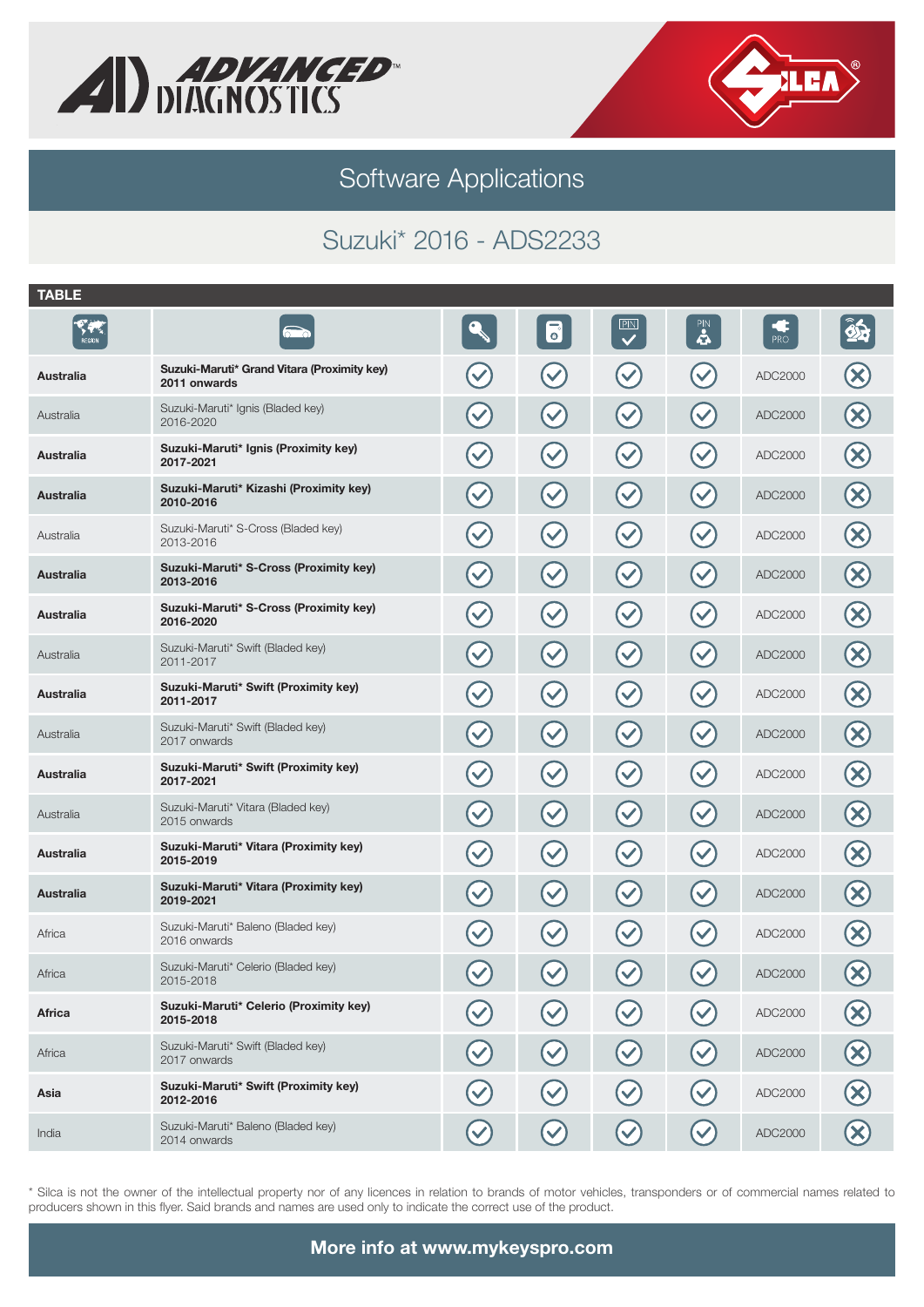# Software Applications

## Suzuki* 2016 - ADS2233

**TABLE**

| REGION | Vehicle | Key | Remote | PIN | PIN | PRO | |
|---|---|---|---|---|---|---|---|
| **Australia** | **Suzuki-Maruti* Grand Vitara (Proximity key) 2011 onwards** | ✓ | ✓ | ✓ | ✓ | ADC2000 | ✗ |
| Australia | Suzuki-Maruti* Ignis (Bladed key) 2016-2020 | ✓ | ✓ | ✓ | ✓ | ADC2000 | ✗ |
| **Australia** | **Suzuki-Maruti* Ignis (Proximity key) 2017-2021** | ✓ | ✓ | ✓ | ✓ | ADC2000 | ✗ |
| **Australia** | **Suzuki-Maruti* Kizashi (Proximity key) 2010-2016** | ✓ | ✓ | ✓ | ✓ | ADC2000 | ✗ |
| Australia | Suzuki-Maruti* S-Cross (Bladed key) 2013-2016 | ✓ | ✓ | ✓ | ✓ | ADC2000 | ✗ |
| **Australia** | **Suzuki-Maruti* S-Cross (Proximity key) 2013-2016** | ✓ | ✓ | ✓ | ✓ | ADC2000 | ✗ |
| **Australia** | **Suzuki-Maruti* S-Cross (Proximity key) 2016-2020** | ✓ | ✓ | ✓ | ✓ | ADC2000 | ✗ |
| Australia | Suzuki-Maruti* Swift (Bladed key) 2011-2017 | ✓ | ✓ | ✓ | ✓ | ADC2000 | ✗ |
| **Australia** | **Suzuki-Maruti* Swift (Proximity key) 2011-2017** | ✓ | ✓ | ✓ | ✓ | ADC2000 | ✗ |
| Australia | Suzuki-Maruti* Swift (Bladed key) 2017 onwards | ✓ | ✓ | ✓ | ✓ | ADC2000 | ✗ |
| **Australia** | **Suzuki-Maruti* Swift (Proximity key) 2017-2021** | ✓ | ✓ | ✓ | ✓ | ADC2000 | ✗ |
| Australia | Suzuki-Maruti* Vitara (Bladed key) 2015 onwards | ✓ | ✓ | ✓ | ✓ | ADC2000 | ✗ |
| **Australia** | **Suzuki-Maruti* Vitara (Proximity key) 2015-2019** | ✓ | ✓ | ✓ | ✓ | ADC2000 | ✗ |
| **Australia** | **Suzuki-Maruti* Vitara (Proximity key) 2019-2021** | ✓ | ✓ | ✓ | ✓ | ADC2000 | ✗ |
| Africa | Suzuki-Maruti* Baleno (Bladed key) 2016 onwards | ✓ | ✓ | ✓ | ✓ | ADC2000 | ✗ |
| Africa | Suzuki-Maruti* Celerio (Bladed key) 2015-2018 | ✓ | ✓ | ✓ | ✓ | ADC2000 | ✗ |
| **Africa** | **Suzuki-Maruti* Celerio (Proximity key) 2015-2018** | ✓ | ✓ | ✓ | ✓ | ADC2000 | ✗ |
| Africa | Suzuki-Maruti* Swift (Bladed key) 2017 onwards | ✓ | ✓ | ✓ | ✓ | ADC2000 | ✗ |
| **Asia** | **Suzuki-Maruti* Swift (Proximity key) 2012-2016** | ✓ | ✓ | ✓ | ✓ | ADC2000 | ✗ |
| India | Suzuki-Maruti* Baleno (Bladed key) 2014 onwards | ✓ | ✓ | ✓ | ✓ | ADC2000 | ✗ |

* Silca is not the owner of the intellectual property nor of any licences in relation to brands of motor vehicles, transponders or of commercial names related to producers shown in this flyer. Said brands and names are used only to indicate the correct use of the product.

**More info at www.mykeyspro.com**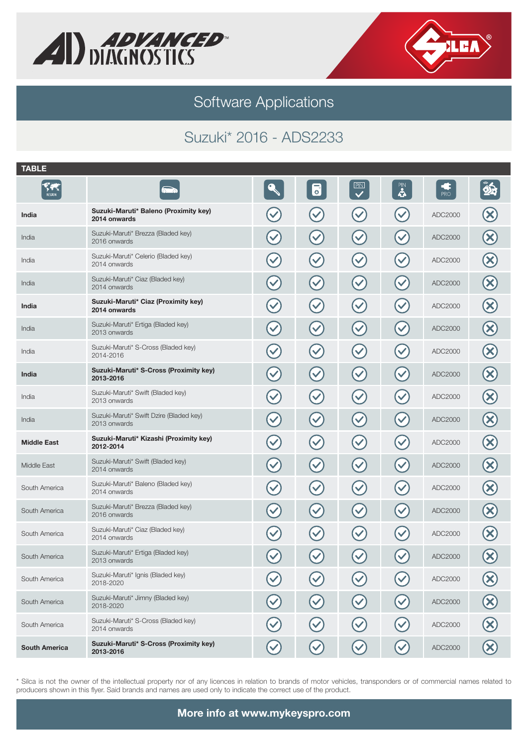# Software Applications

## Suzuki* 2016 - ADS2233

**TABLE**

| REGION | | | | PIN ✓ | PIN | PRO | |
|---|---|---|---|---|---|---|---|
| **India** | **Suzuki-Maruti* Baleno (Proximity key) 2014 onwards** | ✓ | ✓ | ✓ | ✓ | ADC2000 | ✗ |
| India | Suzuki-Maruti* Brezza (Bladed key) 2016 onwards | ✓ | ✓ | ✓ | ✓ | ADC2000 | ✗ |
| India | Suzuki-Maruti* Celerio (Bladed key) 2014 onwards | ✓ | ✓ | ✓ | ✓ | ADC2000 | ✗ |
| India | Suzuki-Maruti* Ciaz (Bladed key) 2014 onwards | ✓ | ✓ | ✓ | ✓ | ADC2000 | ✗ |
| **India** | **Suzuki-Maruti* Ciaz (Proximity key) 2014 onwards** | ✓ | ✓ | ✓ | ✓ | ADC2000 | ✗ |
| India | Suzuki-Maruti* Ertiga (Bladed key) 2013 onwards | ✓ | ✓ | ✓ | ✓ | ADC2000 | ✗ |
| India | Suzuki-Maruti* S-Cross (Bladed key) 2014-2016 | ✓ | ✓ | ✓ | ✓ | ADC2000 | ✗ |
| **India** | **Suzuki-Maruti* S-Cross (Proximity key) 2013-2016** | ✓ | ✓ | ✓ | ✓ | ADC2000 | ✗ |
| India | Suzuki-Maruti* Swift (Bladed key) 2013 onwards | ✓ | ✓ | ✓ | ✓ | ADC2000 | ✗ |
| India | Suzuki-Maruti* Swift Dzire (Bladed key) 2013 onwards | ✓ | ✓ | ✓ | ✓ | ADC2000 | ✗ |
| **Middle East** | **Suzuki-Maruti* Kizashi (Proximity key) 2012-2014** | ✓ | ✓ | ✓ | ✓ | ADC2000 | ✗ |
| Middle East | Suzuki-Maruti* Swift (Bladed key) 2014 onwards | ✓ | ✓ | ✓ | ✓ | ADC2000 | ✗ |
| South America | Suzuki-Maruti* Baleno (Bladed key) 2014 onwards | ✓ | ✓ | ✓ | ✓ | ADC2000 | ✗ |
| South America | Suzuki-Maruti* Brezza (Bladed key) 2016 onwards | ✓ | ✓ | ✓ | ✓ | ADC2000 | ✗ |
| South America | Suzuki-Maruti* Ciaz (Bladed key) 2014 onwards | ✓ | ✓ | ✓ | ✓ | ADC2000 | ✗ |
| South America | Suzuki-Maruti* Ertiga (Bladed key) 2013 onwards | ✓ | ✓ | ✓ | ✓ | ADC2000 | ✗ |
| South America | Suzuki-Maruti* Ignis (Bladed key) 2018-2020 | ✓ | ✓ | ✓ | ✓ | ADC2000 | ✗ |
| South America | Suzuki-Maruti* Jimny (Bladed key) 2018-2020 | ✓ | ✓ | ✓ | ✓ | ADC2000 | ✗ |
| South America | Suzuki-Maruti* S-Cross (Bladed key) 2014 onwards | ✓ | ✓ | ✓ | ✓ | ADC2000 | ✗ |
| **South America** | **Suzuki-Maruti* S-Cross (Proximity key) 2013-2016** | ✓ | ✓ | ✓ | ✓ | ADC2000 | ✗ |

* Silca is not the owner of the intellectual property nor of any licences in relation to brands of motor vehicles, transponders or of commercial names related to producers shown in this flyer. Said brands and names are used only to indicate the correct use of the product.

**More info at www.mykeyspro.com**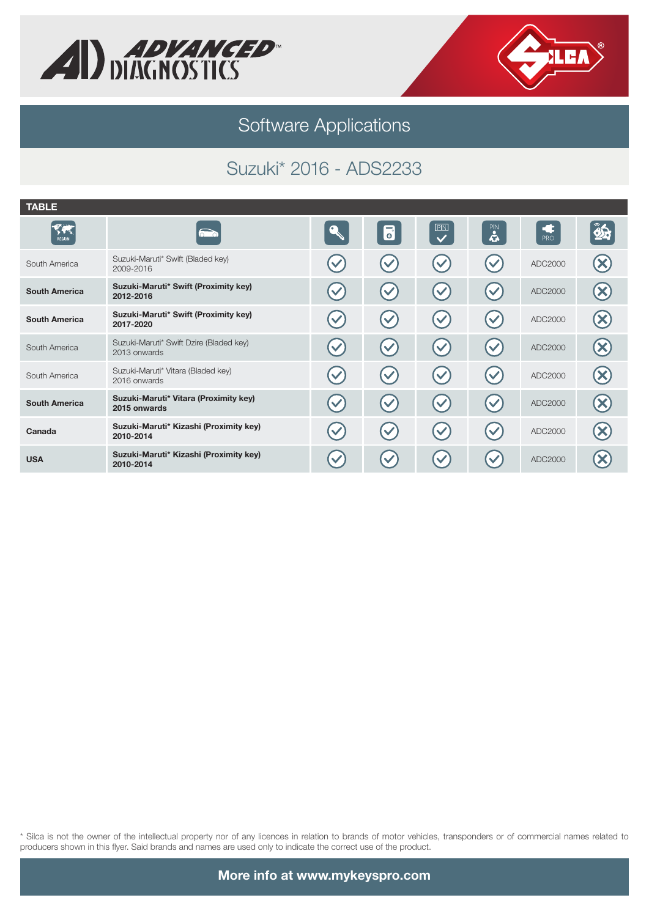## Software Applications

## Suzuki* 2016 - ADS2233

**TABLE**

| REGION | | | | PIN | PIN | PRO | |
|---|---|---|---|---|---|---|---|
| South America | Suzuki-Maruti* Swift (Bladed key) 2009-2016 | ✓ | ✓ | ✓ | ✓ | ADC2000 | ✗ |
| **South America** | **Suzuki-Maruti* Swift (Proximity key) 2012-2016** | ✓ | ✓ | ✓ | ✓ | ADC2000 | ✗ |
| **South America** | **Suzuki-Maruti* Swift (Proximity key) 2017-2020** | ✓ | ✓ | ✓ | ✓ | ADC2000 | ✗ |
| South America | Suzuki-Maruti* Swift Dzire (Bladed key) 2013 onwards | ✓ | ✓ | ✓ | ✓ | ADC2000 | ✗ |
| South America | Suzuki-Maruti* Vitara (Bladed key) 2016 onwards | ✓ | ✓ | ✓ | ✓ | ADC2000 | ✗ |
| **South America** | **Suzuki-Maruti* Vitara (Proximity key) 2015 onwards** | ✓ | ✓ | ✓ | ✓ | ADC2000 | ✗ |
| **Canada** | **Suzuki-Maruti* Kizashi (Proximity key) 2010-2014** | ✓ | ✓ | ✓ | ✓ | ADC2000 | ✗ |
| **USA** | **Suzuki-Maruti* Kizashi (Proximity key) 2010-2014** | ✓ | ✓ | ✓ | ✓ | ADC2000 | ✗ |

* Silca is not the owner of the intellectual property nor of any licences in relation to brands of motor vehicles, transponders or of commercial names related to producers shown in this flyer. Said brands and names are used only to indicate the correct use of the product.

**More info at www.mykeyspro.com**